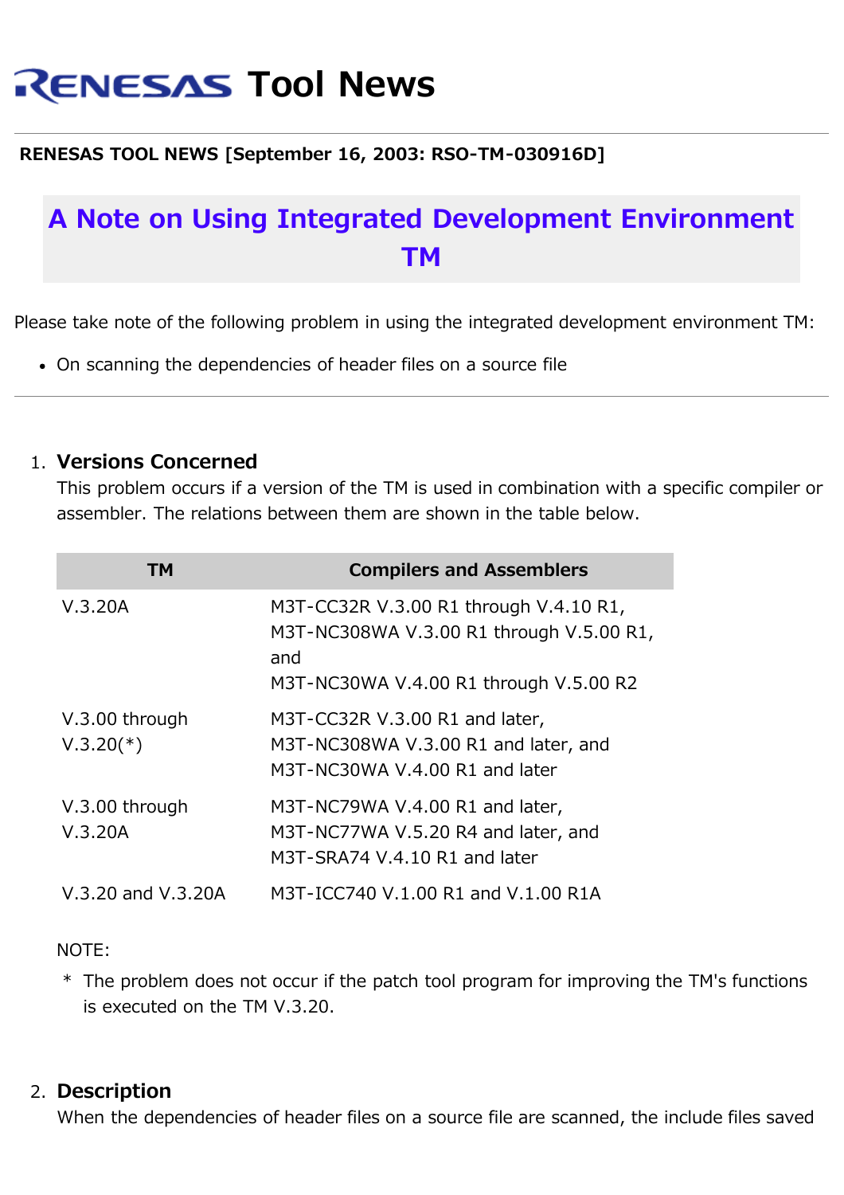# RENESAS Tool News

**RENESAS TOOL NEWS [September 16, 2003: RSO-TM-030916D]**

## A Note on Using Integrated Development Environment TM

Please take note of the following problem in using the integrated development environment TM:

- On scanning the dependencies of header files on a source file

---

1. **Versions Concerned**
   This problem occurs if a version of the TM is used in combination with a specific compiler or assembler. The relations between them are shown in the table below.

| TM | Compilers and Assemblers |
|---|---|
| V.3.20A | M3T-CC32R V.3.00 R1 through V.4.10 R1, M3T-NC308WA V.3.00 R1 through V.5.00 R1, and M3T-NC30WA V.4.00 R1 through V.5.00 R2 |
| V.3.00 through V.3.20(*) | M3T-CC32R V.3.00 R1 and later, M3T-NC308WA V.3.00 R1 and later, and M3T-NC30WA V.4.00 R1 and later |
| V.3.00 through V.3.20A | M3T-NC79WA V.4.00 R1 and later, M3T-NC77WA V.5.20 R4 and later, and M3T-SRA74 V.4.10 R1 and later |
| V.3.20 and V.3.20A | M3T-ICC740 V.1.00 R1 and V.1.00 R1A |

NOTE:

\* The problem does not occur if the patch tool program for improving the TM's functions is executed on the TM V.3.20.

2. **Description**
   When the dependencies of header files on a source file are scanned, the include files saved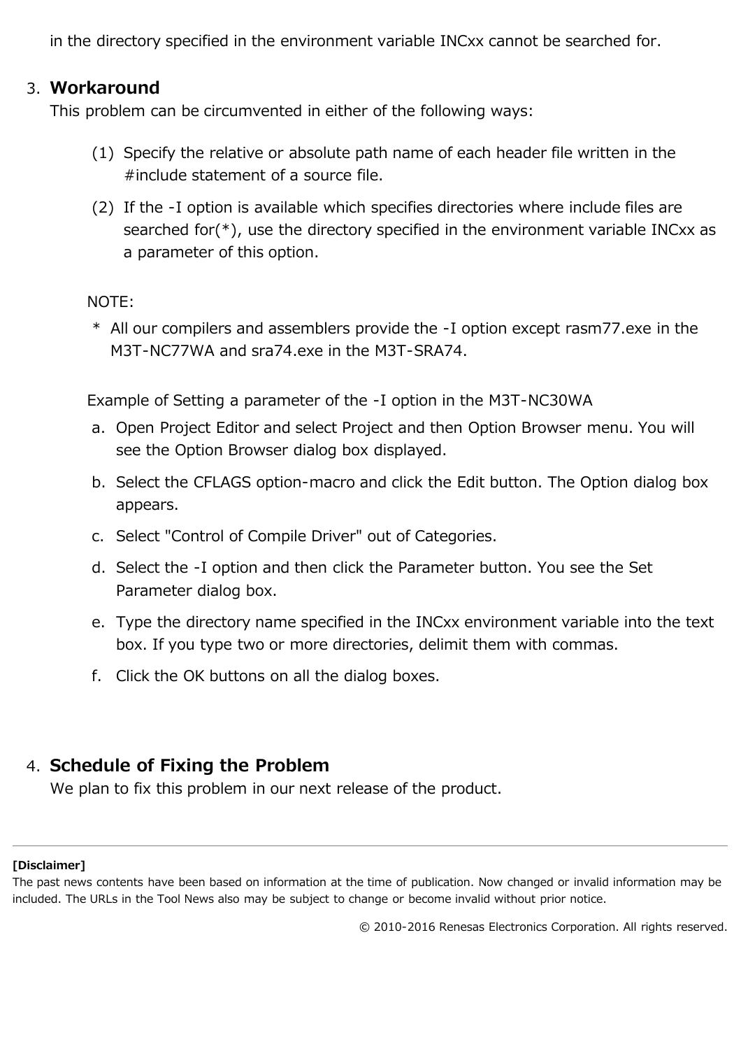in the directory specified in the environment variable INCxx cannot be searched for.

## 3. Workaround

This problem can be circumvented in either of the following ways:

(1) Specify the relative or absolute path name of each header file written in the #include statement of a source file.

(2) If the -I option is available which specifies directories where include files are searched for(*), use the directory specified in the environment variable INCxx as a parameter of this option.

NOTE:

* All our compilers and assemblers provide the -I option except rasm77.exe in the M3T-NC77WA and sra74.exe in the M3T-SRA74.

Example of Setting a parameter of the -I option in the M3T-NC30WA

a. Open Project Editor and select Project and then Option Browser menu. You will see the Option Browser dialog box displayed.
b. Select the CFLAGS option-macro and click the Edit button. The Option dialog box appears.
c. Select "Control of Compile Driver" out of Categories.
d. Select the -I option and then click the Parameter button. You see the Set Parameter dialog box.
e. Type the directory name specified in the INCxx environment variable into the text box. If you type two or more directories, delimit them with commas.
f. Click the OK buttons on all the dialog boxes.

## 4. Schedule of Fixing the Problem

We plan to fix this problem in our next release of the product.

---

**[Disclaimer]**

The past news contents have been based on information at the time of publication. Now changed or invalid information may be included. The URLs in the Tool News also may be subject to change or become invalid without prior notice.

© 2010-2016 Renesas Electronics Corporation. All rights reserved.